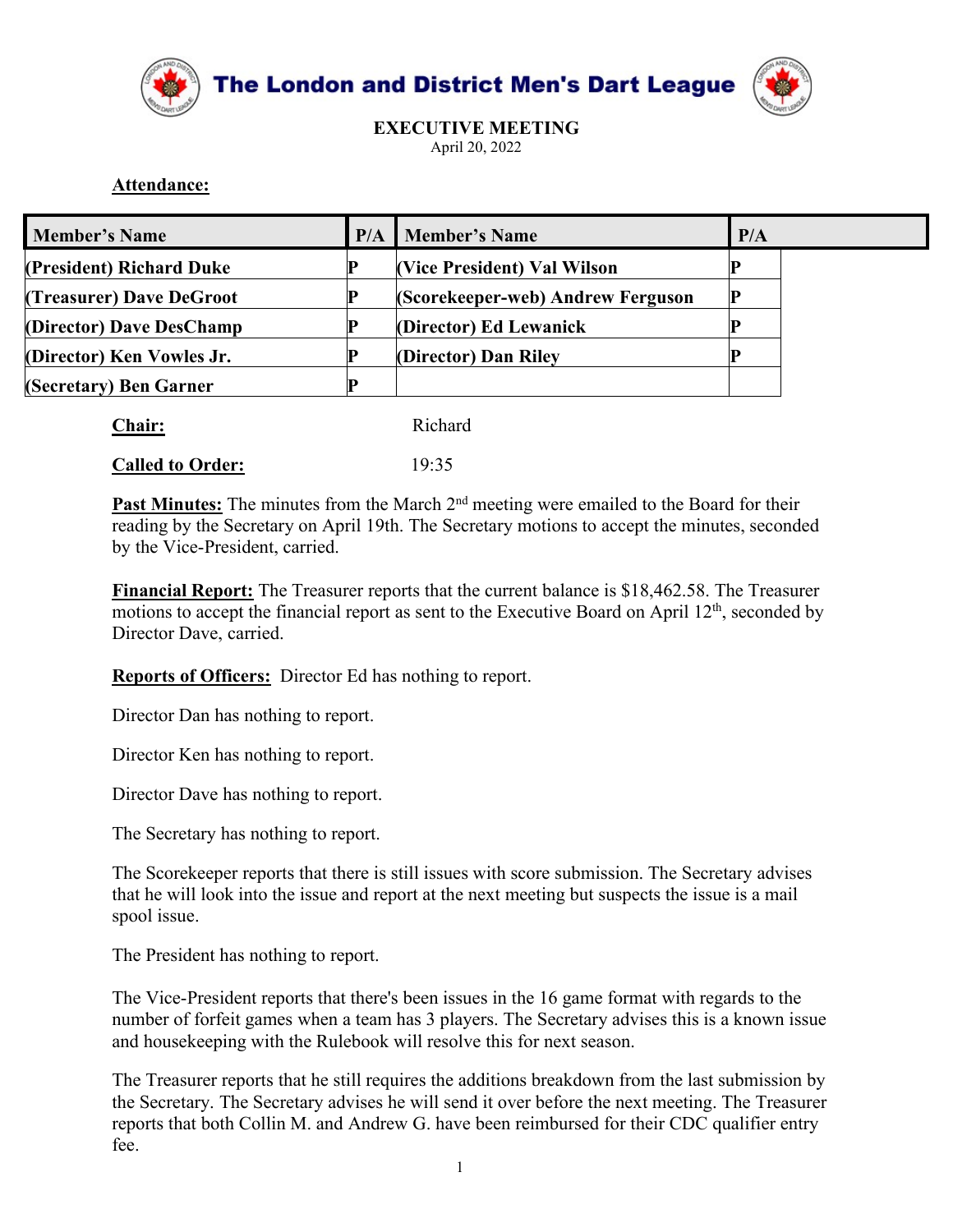# The London and District Men's Dart League

## EXECUTIVE MEETING

April 20, 2022

**Attendance:**

| Member's Name | P/A | Member's Name | P/A |
|---|---|---|---|
| (President) Richard Duke | P | (Vice President) Val Wilson | P |
| (Treasurer) Dave DeGroot | P | (Scorekeeper-web) Andrew Ferguson | P |
| (Director) Dave DesChamp | P | (Director) Ed Lewanick | P |
| (Director) Ken Vowles Jr. | P | (Director) Dan Riley | P |
| (Secretary) Ben Garner | P | | |

**Chair:** Richard

**Called to Order:** 19:35

**Past Minutes:** The minutes from the March 2nd meeting were emailed to the Board for their reading by the Secretary on April 19th. The Secretary motions to accept the minutes, seconded by the Vice-President, carried.

**Financial Report:** The Treasurer reports that the current balance is $18,462.58. The Treasurer motions to accept the financial report as sent to the Executive Board on April 12th, seconded by Director Dave, carried.

**Reports of Officers:** Director Ed has nothing to report.

Director Dan has nothing to report.

Director Ken has nothing to report.

Director Dave has nothing to report.

The Secretary has nothing to report.

The Scorekeeper reports that there is still issues with score submission. The Secretary advises that he will look into the issue and report at the next meeting but suspects the issue is a mail spool issue.

The President has nothing to report.

The Vice-President reports that there's been issues in the 16 game format with regards to the number of forfeit games when a team has 3 players. The Secretary advises this is a known issue and housekeeping with the Rulebook will resolve this for next season.

The Treasurer reports that he still requires the additions breakdown from the last submission by the Secretary. The Secretary advises he will send it over before the next meeting. The Treasurer reports that both Collin M. and Andrew G. have been reimbursed for their CDC qualifier entry fee.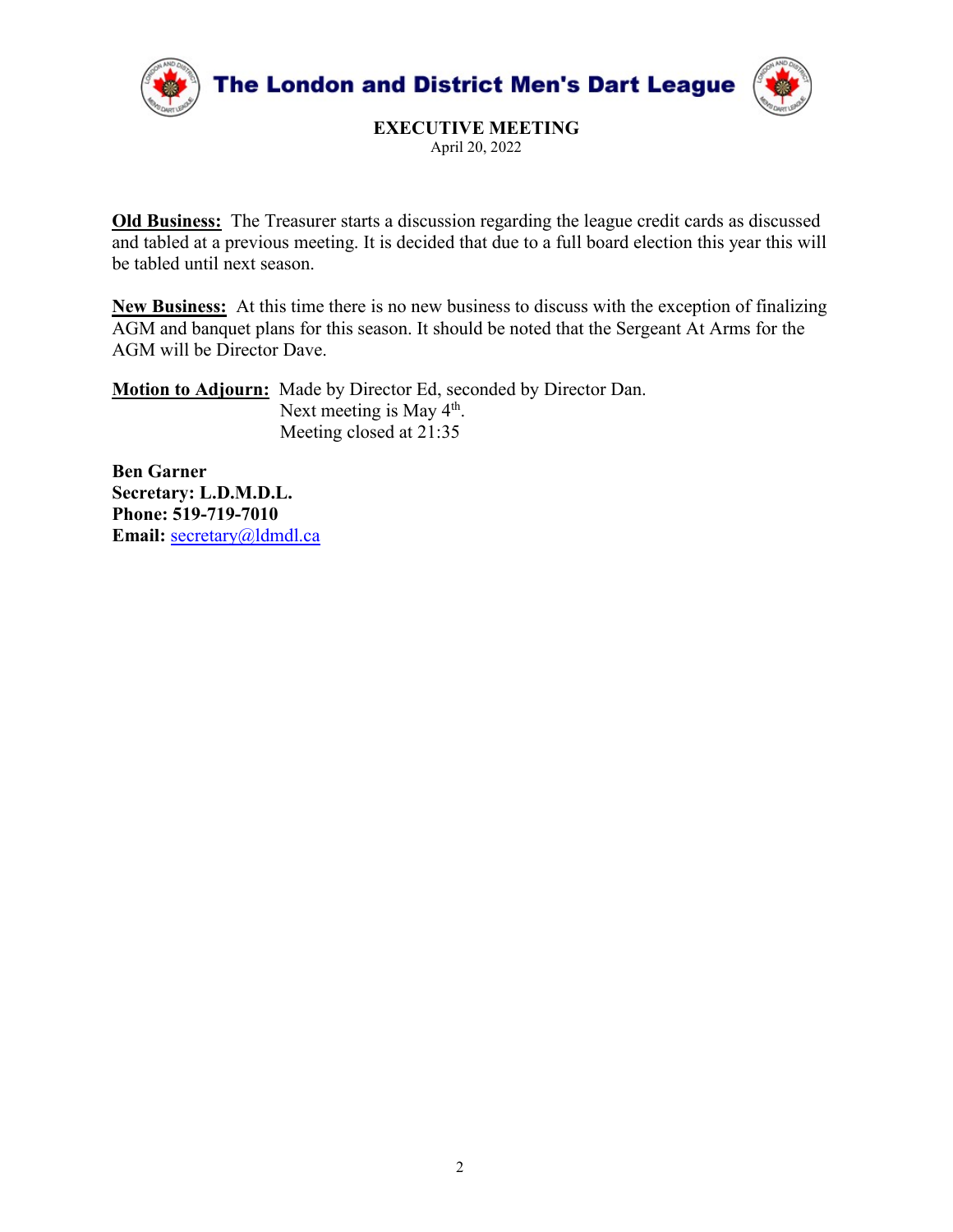# The London and District Men's Dart League

**EXECUTIVE MEETING**
April 20, 2022

**Old Business:** The Treasurer starts a discussion regarding the league credit cards as discussed and tabled at a previous meeting. It is decided that due to a full board election this year this will be tabled until next season.

**New Business:** At this time there is no new business to discuss with the exception of finalizing AGM and banquet plans for this season. It should be noted that the Sergeant At Arms for the AGM will be Director Dave.

**Motion to Adjourn:** Made by Director Ed, seconded by Director Dan.
Next meeting is May 4th.
Meeting closed at 21:35

**Ben Garner**
**Secretary: L.D.M.D.L.**
**Phone: 519-719-7010**
**Email:** secretary@ldmdl.ca